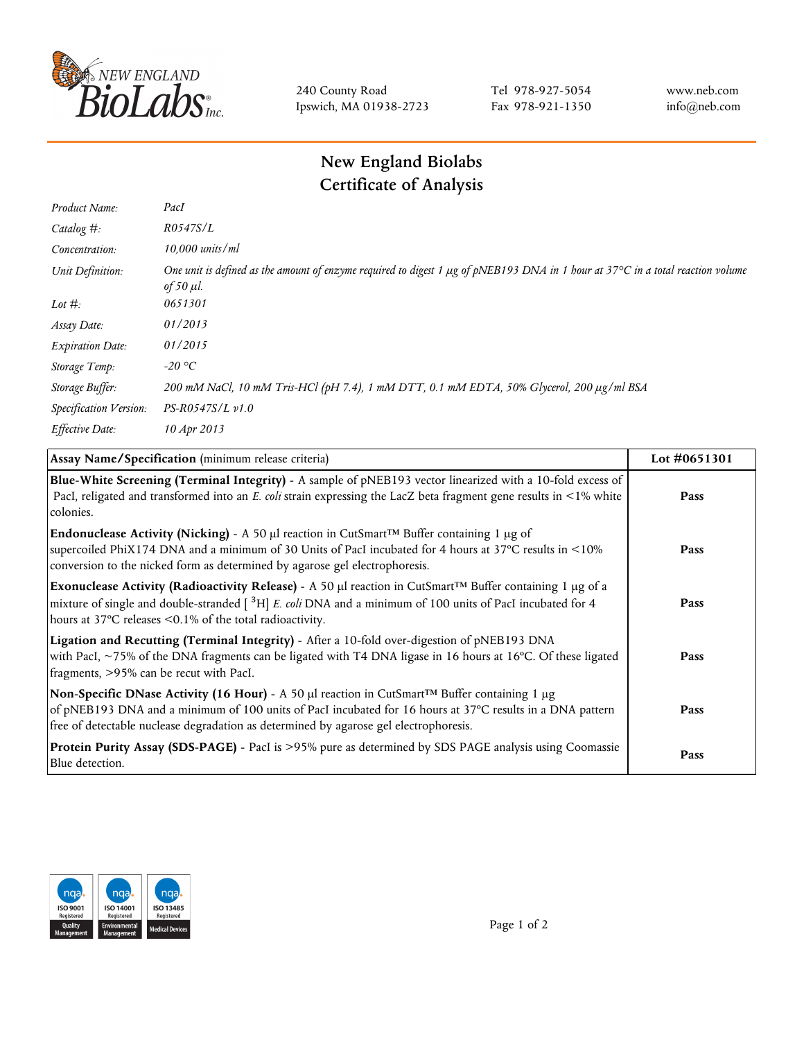240 County Road
Ipswich, MA 01938-2723

Tel 978-927-5054
Fax 978-921-1350

www.neb.com
info@neb.com

# New England Biolabs
# Certificate of Analysis

| | |
|---|---|
| *Product Name:* | *PacI* |
| *Catalog #:* | *R0547S/L* |
| *Concentration:* | *10,000 units/ml* |
| *Unit Definition:* | *One unit is defined as the amount of enzyme required to digest 1 µg of pNEB193 DNA in 1 hour at 37°C in a total reaction volume of 50 µl.* |
| *Lot #:* | *0651301* |
| *Assay Date:* | *01/2013* |
| *Expiration Date:* | *01/2015* |
| *Storage Temp:* | *-20 °C* |
| *Storage Buffer:* | *200 mM NaCl, 10 mM Tris-HCl (pH 7.4), 1 mM DTT, 0.1 mM EDTA, 50% Glycerol, 200 µg/ml BSA* |
| *Specification Version:* | *PS-R0547S/L v1.0* |
| *Effective Date:* | *10 Apr 2013* |

| **Assay Name/Specification** (minimum release criteria) | **Lot #0651301** |
|---|---|
| **Blue-White Screening (Terminal Integrity)** - A sample of pNEB193 vector linearized with a 10-fold excess of PacI, religated and transformed into an *E. coli* strain expressing the LacZ beta fragment gene results in <1% white colonies. | **Pass** |
| **Endonuclease Activity (Nicking)** - A 50 µl reaction in CutSmart™ Buffer containing 1 µg of supercoiled PhiX174 DNA and a minimum of 30 Units of PacI incubated for 4 hours at 37°C results in <10% conversion to the nicked form as determined by agarose gel electrophoresis. | **Pass** |
| **Exonuclease Activity (Radioactivity Release)** - A 50 µl reaction in CutSmart™ Buffer containing 1 µg of a mixture of single and double-stranded [ $^{3}$H] *E. coli* DNA and a minimum of 100 units of PacI incubated for 4 hours at 37°C releases <0.1% of the total radioactivity. | **Pass** |
| **Ligation and Recutting (Terminal Integrity)** - After a 10-fold over-digestion of pNEB193 DNA with PacI, ~75% of the DNA fragments can be ligated with T4 DNA ligase in 16 hours at 16°C. Of these ligated fragments, >95% can be recut with PacI. | **Pass** |
| **Non-Specific DNase Activity (16 Hour)** - A 50 µl reaction in CutSmart™ Buffer containing 1 µg of pNEB193 DNA and a minimum of 100 units of PacI incubated for 16 hours at 37°C results in a DNA pattern free of detectable nuclease degradation as determined by agarose gel electrophoresis. | **Pass** |
| **Protein Purity Assay (SDS-PAGE)** - PacI is >95% pure as determined by SDS PAGE analysis using Coomassie Blue detection. | **Pass** |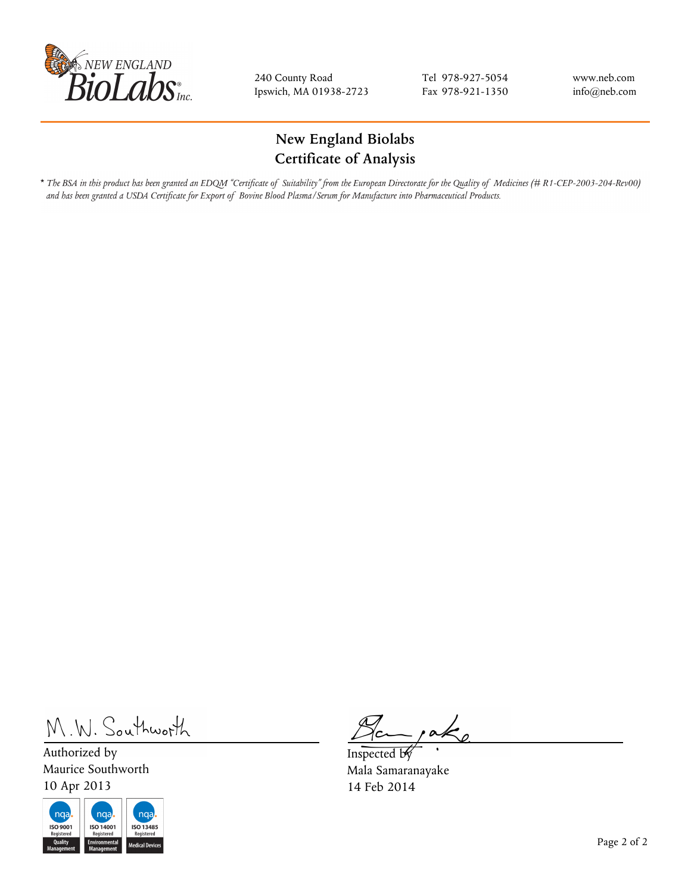240 County Road
Ipswich, MA 01938-2723

Tel 978-927-5054
Fax 978-921-1350

www.neb.com
info@neb.com

## New England Biolabs
## Certificate of Analysis

* *The BSA in this product has been granted an EDQM "Certificate of Suitability" from the European Directorate for the Quality of Medicines (# R1-CEP-2003-204-Rev00) and has been granted a USDA Certificate for Export of Bovine Blood Plasma/Serum for Manufacture into Pharmaceutical Products.*

Authorized by
Maurice Southworth
10 Apr 2013

Inspected by
Mala Samaranayake
14 Feb 2014

ISO 9001 Registered Quality Management
ISO 14001 Registered Environmental Management
ISO 13485 Registered Medical Devices